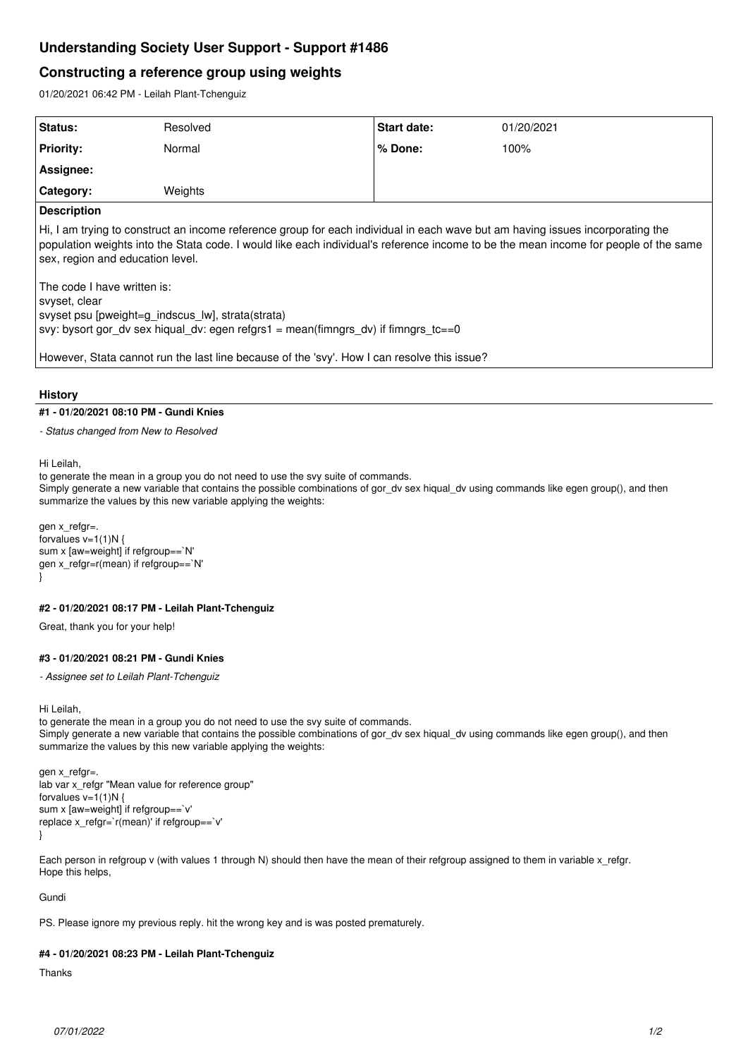# Understanding Society User Support - Support #1486

## Constructing a reference group using weights

01/20/2021 06:42 PM - Leilah Plant-Tchenguiz

| Status: | Resolved | Start date: | 01/20/2021 |
|---|---|---|---|
| Priority: | Normal | % Done: | 100% |
| Assignee: | | | |
| Category: | Weights | | |

**Description**

Hi, I am trying to construct an income reference group for each individual in each wave but am having issues incorporating the population weights into the Stata code. I would like each individual's reference income to be the mean income for people of the same sex, region and education level.

The code I have written is:

```
svyset, clear
svyset psu [pweight=g_indscus_lw], strata(strata)
svy: bysort gor_dv sex hiqual_dv: egen refgrs1 = mean(fimngrs_dv) if fimngrs_tc==0
```

However, Stata cannot run the last line because of the 'svy'. How I can resolve this issue?

## History

### #1 - 01/20/2021 08:10 PM - Gundi Knies

*- Status changed from New to Resolved*

Hi Leilah,
to generate the mean in a group you do not need to use the svy suite of commands.
Simply generate a new variable that contains the possible combinations of gor_dv sex hiqual_dv using commands like egen group(), and then summarize the values by this new variable applying the weights:

```
gen x_refgr=.
forvalues v=1(1)N {
sum x [aw=weight] if refgroup==`N'
gen x_refgr=r(mean) if refgroup==`N'
}
```

### #2 - 01/20/2021 08:17 PM - Leilah Plant-Tchenguiz

Great, thank you for your help!

### #3 - 01/20/2021 08:21 PM - Gundi Knies

*- Assignee set to Leilah Plant-Tchenguiz*

Hi Leilah,
to generate the mean in a group you do not need to use the svy suite of commands.
Simply generate a new variable that contains the possible combinations of gor_dv sex hiqual_dv using commands like egen group(), and then summarize the values by this new variable applying the weights:

```
gen x_refgr=.
lab var x_refgr "Mean value for reference group"
forvalues v=1(1)N {
sum x [aw=weight] if refgroup==`v'
replace x_refgr=`r(mean)' if refgroup==`v'
}
```

Each person in refgroup v (with values 1 through N) should then have the mean of their refgroup assigned to them in variable x_refgr.
Hope this helps,

Gundi

PS. Please ignore my previous reply. hit the wrong key and is was posted prematurely.

### #4 - 01/20/2021 08:23 PM - Leilah Plant-Tchenguiz

Thanks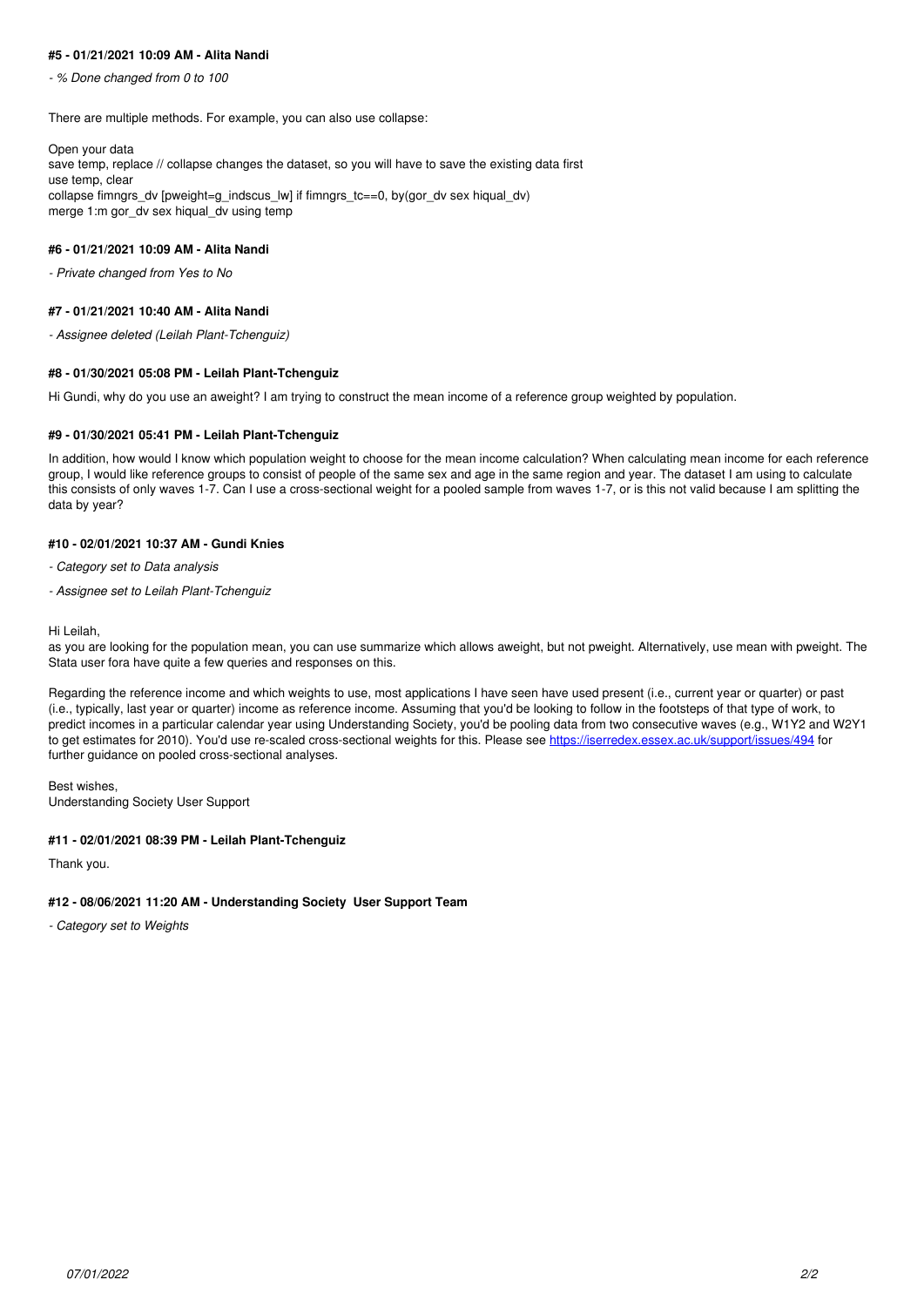#### #5 - 01/21/2021 10:09 AM - Alita Nandi

- *% Done changed from 0 to 100*

There are multiple methods. For example, you can also use collapse:

```
Open your data
save temp, replace // collapse changes the dataset, so you will have to save the existing data first
use temp, clear
collapse fimngrs_dv [pweight=g_indscus_lw] if fimngrs_tc==0, by(gor_dv sex hiqual_dv)
merge 1:m gor_dv sex hiqual_dv using temp
```

#### #6 - 01/21/2021 10:09 AM - Alita Nandi

- *Private changed from Yes to No*

#### #7 - 01/21/2021 10:40 AM - Alita Nandi

- *Assignee deleted (Leilah Plant-Tchenguiz)*

#### #8 - 01/30/2021 05:08 PM - Leilah Plant-Tchenguiz

Hi Gundi, why do you use an aweight? I am trying to construct the mean income of a reference group weighted by population.

#### #9 - 01/30/2021 05:41 PM - Leilah Plant-Tchenguiz

In addition, how would I know which population weight to choose for the mean income calculation? When calculating mean income for each reference group, I would like reference groups to consist of people of the same sex and age in the same region and year. The dataset I am using to calculate this consists of only waves 1-7. Can I use a cross-sectional weight for a pooled sample from waves 1-7, or is this not valid because I am splitting the data by year?

#### #10 - 02/01/2021 10:37 AM - Gundi Knies

- *Category set to Data analysis*
- *Assignee set to Leilah Plant-Tchenguiz*

Hi Leilah,
as you are looking for the population mean, you can use summarize which allows aweight, but not pweight. Alternatively, use mean with pweight. The Stata user fora have quite a few queries and responses on this.

Regarding the reference income and which weights to use, most applications I have seen have used present (i.e., current year or quarter) or past (i.e., typically, last year or quarter) income as reference income. Assuming that you'd be looking to follow in the footsteps of that type of work, to predict incomes in a particular calendar year using Understanding Society, you'd be pooling data from two consecutive waves (e.g., W1Y2 and W2Y1 to get estimates for 2010). You'd use re-scaled cross-sectional weights for this. Please see https://iserredex.essex.ac.uk/support/issues/494 for further guidance on pooled cross-sectional analyses.

Best wishes,
Understanding Society User Support

#### #11 - 02/01/2021 08:39 PM - Leilah Plant-Tchenguiz

Thank you.

#### #12 - 08/06/2021 11:20 AM - Understanding Society User Support Team

- *Category set to Weights*